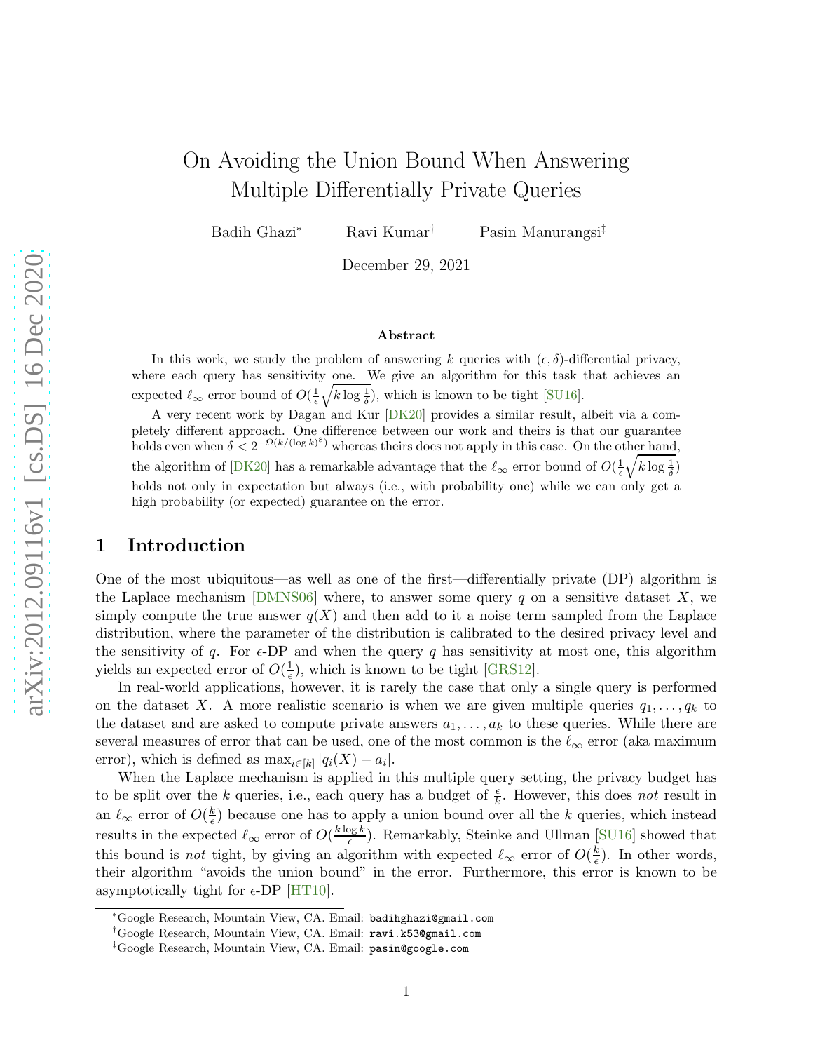# On Avoiding the Union Bound When Answering Multiple Differentially Private Queries

Badih Ghazi[*] Ravi Kumar[†] Pasin Manurangsi[‡]

December 29, 2021

### Abstract

In this work, we study the problem of answering $k$ queries with $(\epsilon, \delta)$-differential privacy, where each query has sensitivity one. We give an algorithm for this task that achieves an expected $\ell_\infty$ error bound of $O(\frac{1}{\epsilon}\sqrt{k \log \frac{1}{\delta}})$, which is known to be tight [SU16].

A very recent work by Dagan and Kur [DK20] provides a similar result, albeit via a completely different approach. One difference between our work and theirs is that our guarantee holds even when $\delta < 2^{-\Omega(k/(\log k)^8)}$ whereas theirs does not apply in this case. On the other hand, the algorithm of [DK20] has a remarkable advantage that the $\ell_\infty$ error bound of $O(\frac{1}{\epsilon}\sqrt{k \log \frac{1}{\delta}})$ holds not only in expectation but always (i.e., with probability one) while we can only get a high probability (or expected) guarantee on the error.

## 1 Introduction

One of the most ubiquitous—as well as one of the first—differentially private (DP) algorithm is the Laplace mechanism [DMNS06] where, to answer some query $q$ on a sensitive dataset $X$, we simply compute the true answer $q(X)$ and then add to it a noise term sampled from the Laplace distribution, where the parameter of the distribution is calibrated to the desired privacy level and the sensitivity of $q$. For $\epsilon$-DP and when the query $q$ has sensitivity at most one, this algorithm yields an expected error of $O(\frac{1}{\epsilon})$, which is known to be tight [GRS12].

In real-world applications, however, it is rarely the case that only a single query is performed on the dataset $X$. A more realistic scenario is when we are given multiple queries $q_1, \dots, q_k$ to the dataset and are asked to compute private answers $a_1, \dots, a_k$ to these queries. While there are several measures of error that can be used, one of the most common is the $\ell_\infty$ error (aka maximum error), which is defined as $\max_{i \in [k]} |q_i(X) - a_i|$.

When the Laplace mechanism is applied in this multiple query setting, the privacy budget has to be split over the $k$ queries, i.e., each query has a budget of $\frac{\epsilon}{k}$. However, this does *not* result in an $\ell_\infty$ error of $O(\frac{k}{\epsilon})$ because one has to apply a union bound over all the $k$ queries, which instead results in the expected $\ell_\infty$ error of $O(\frac{k \log k}{\epsilon})$. Remarkably, Steinke and Ullman [SU16] showed that this bound is *not* tight, by giving an algorithm with expected $\ell_\infty$ error of $O(\frac{k}{\epsilon})$. In other words, their algorithm "avoids the union bound" in the error. Furthermore, this error is known to be asymptotically tight for $\epsilon$-DP [HT10].

[*] Google Research, Mountain View, CA. Email: badihghazi@gmail.com

[†] Google Research, Mountain View, CA. Email: ravi.k53@gmail.com

[‡] Google Research, Mountain View, CA. Email: pasin@google.com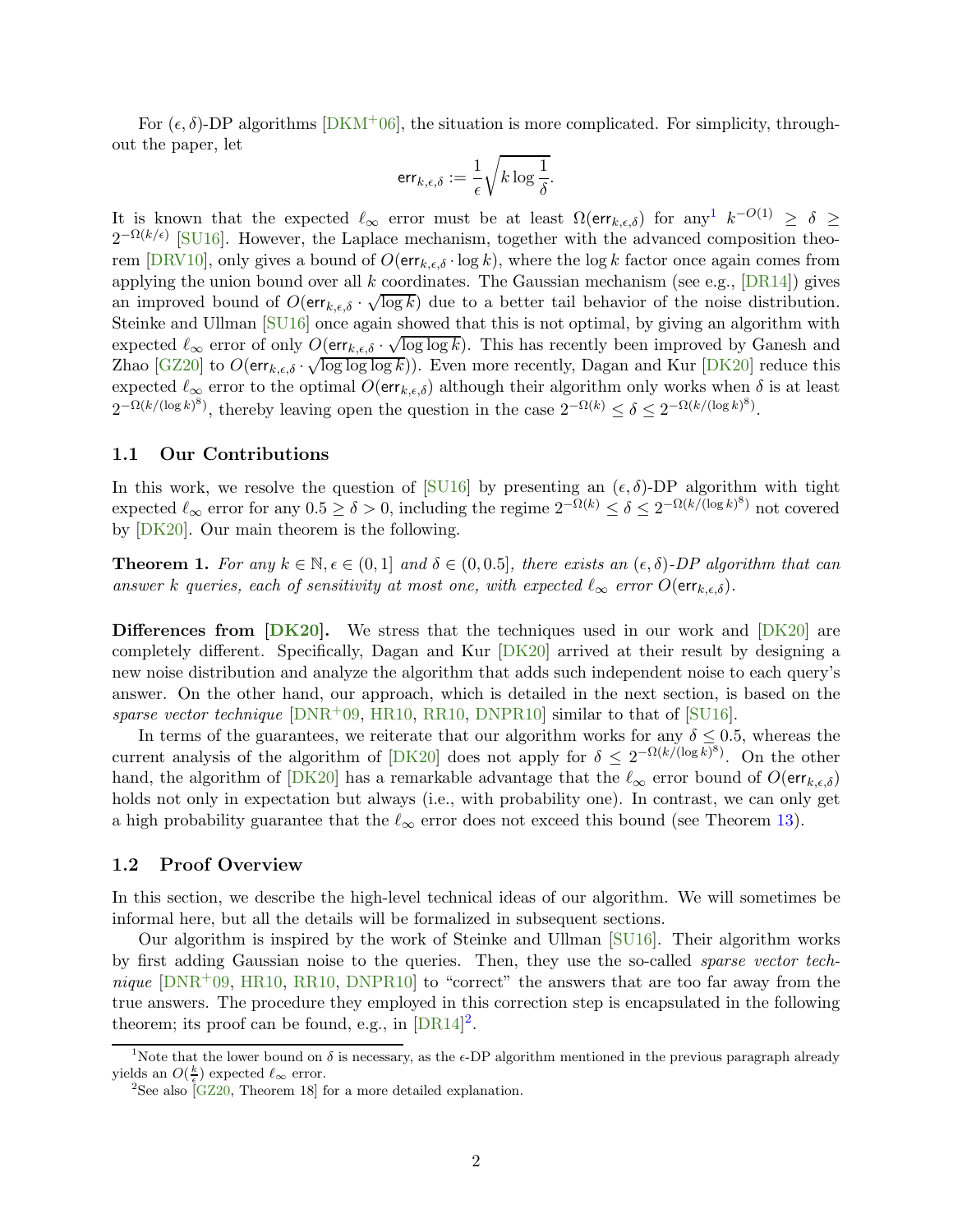For $(\epsilon, \delta)$-DP algorithms [DKM+06], the situation is more complicated. For simplicity, throughout the paper, let

$$\mathsf{err}_{k,\epsilon,\delta} := \frac{1}{\epsilon}\sqrt{k \log \frac{1}{\delta}}.$$

It is known that the expected $\ell_\infty$ error must be at least $\Omega(\mathsf{err}_{k,\epsilon,\delta})$ for any[1] $k^{-O(1)} \geq \delta \geq 2^{-\Omega(k/\epsilon)}$ [SU16]. However, the Laplace mechanism, together with the advanced composition theorem [DRV10], only gives a bound of $O(\mathsf{err}_{k,\epsilon,\delta} \cdot \log k)$, where the $\log k$ factor once again comes from applying the union bound over all $k$ coordinates. The Gaussian mechanism (see e.g., [DR14]) gives an improved bound of $O(\mathsf{err}_{k,\epsilon,\delta} \cdot \sqrt{\log k})$ due to a better tail behavior of the noise distribution. Steinke and Ullman [SU16] once again showed that this is not optimal, by giving an algorithm with expected $\ell_\infty$ error of only $O(\mathsf{err}_{k,\epsilon,\delta} \cdot \sqrt{\log \log k})$. This has recently been improved by Ganesh and Zhao [GZ20] to $O(\mathsf{err}_{k,\epsilon,\delta} \cdot \sqrt{\log \log \log k})$). Even more recently, Dagan and Kur [DK20] reduce this expected $\ell_\infty$ error to the optimal $O(\mathsf{err}_{k,\epsilon,\delta})$ although their algorithm only works when $\delta$ is at least $2^{-\Omega(k/(\log k)^8)}$, thereby leaving open the question in the case $2^{-\Omega(k)} \leq \delta \leq 2^{-\Omega(k/(\log k)^8)}$.

### 1.1 Our Contributions

In this work, we resolve the question of [SU16] by presenting an $(\epsilon, \delta)$-DP algorithm with tight expected $\ell_\infty$ error for any $0.5 \geq \delta > 0$, including the regime $2^{-\Omega(k)} \leq \delta \leq 2^{-\Omega(k/(\log k)^8)}$ not covered by [DK20]. Our main theorem is the following.

**Theorem 1.** *For any $k \in \mathbb{N}, \epsilon \in (0, 1]$ and $\delta \in (0, 0.5]$, there exists an $(\epsilon, \delta)$-DP algorithm that can answer $k$ queries, each of sensitivity at most one, with expected $\ell_\infty$ error $O(\mathsf{err}_{k,\epsilon,\delta})$.*

**Differences from [DK20].** We stress that the techniques used in our work and [DK20] are completely different. Specifically, Dagan and Kur [DK20] arrived at their result by designing a new noise distribution and analyze the algorithm that adds such independent noise to each query's answer. On the other hand, our approach, which is detailed in the next section, is based on the *sparse vector technique* [DNR+09, HR10, RR10, DNPR10] similar to that of [SU16].

In terms of the guarantees, we reiterate that our algorithm works for any $\delta \leq 0.5$, whereas the current analysis of the algorithm of [DK20] does not apply for $\delta \leq 2^{-\Omega(k/(\log k)^8)}$. On the other hand, the algorithm of [DK20] has a remarkable advantage that the $\ell_\infty$ error bound of $O(\mathsf{err}_{k,\epsilon,\delta})$ holds not only in expectation but always (i.e., with probability one). In contrast, we can only get a high probability guarantee that the $\ell_\infty$ error does not exceed this bound (see Theorem 13).

### 1.2 Proof Overview

In this section, we describe the high-level technical ideas of our algorithm. We will sometimes be informal here, but all the details will be formalized in subsequent sections.

Our algorithm is inspired by the work of Steinke and Ullman [SU16]. Their algorithm works by first adding Gaussian noise to the queries. Then, they use the so-called *sparse vector technique* [DNR+09, HR10, RR10, DNPR10] to "correct" the answers that are too far away from the true answers. The procedure they employed in this correction step is encapsulated in the following theorem; its proof can be found, e.g., in [DR14][2].

---

[1] Note that the lower bound on $\delta$ is necessary, as the $\epsilon$-DP algorithm mentioned in the previous paragraph already yields an $O(\frac{k}{\epsilon})$ expected $\ell_\infty$ error.

[2] See also [GZ20, Theorem 18] for a more detailed explanation.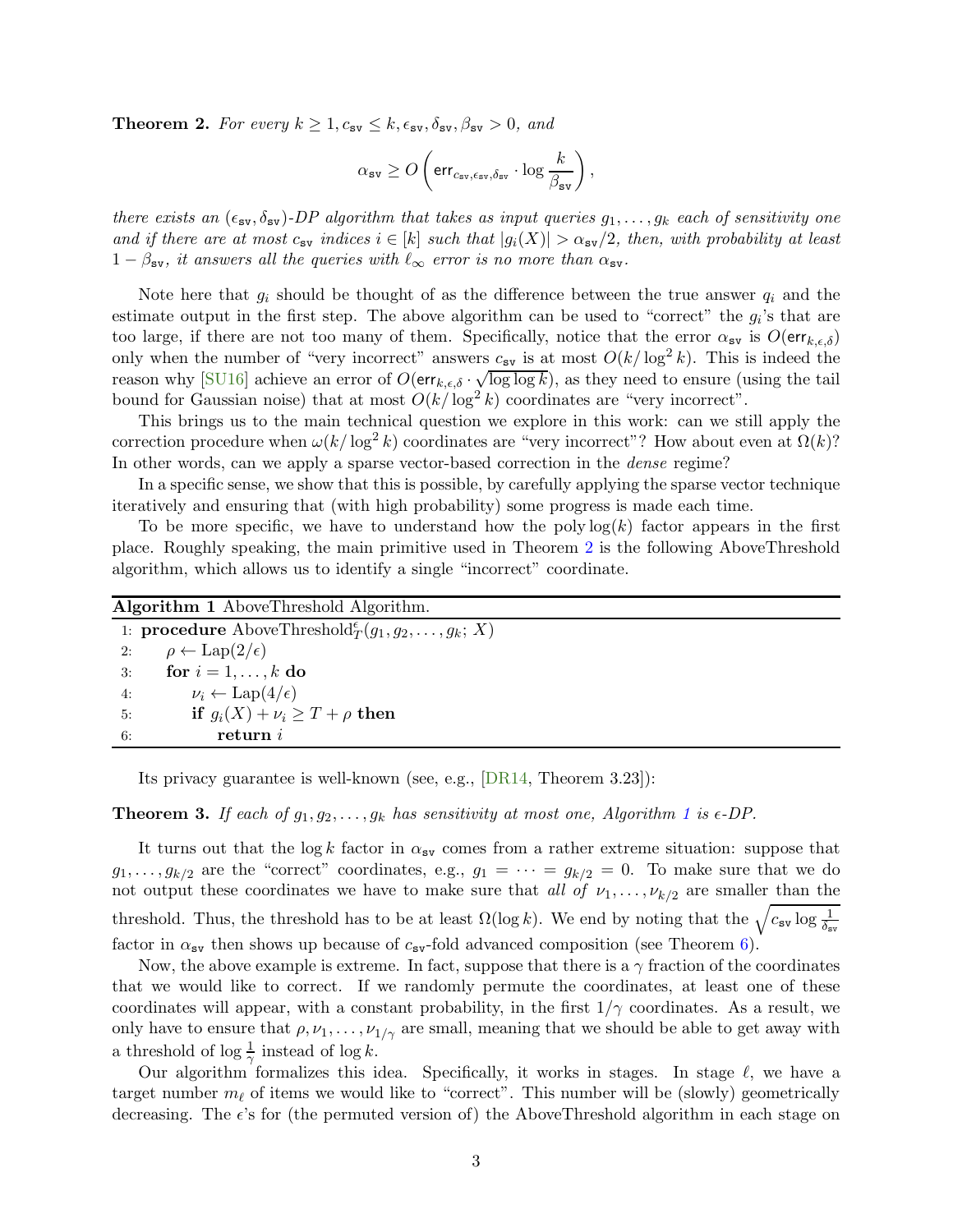**Theorem 2.** *For every $k \geq 1, c_{\texttt{sv}} \leq k, \epsilon_{\texttt{sv}}, \delta_{\texttt{sv}}, \beta_{\texttt{sv}} > 0$, and*

$$\alpha_{\texttt{sv}} \geq O\left(\mathsf{err}_{c_{\texttt{sv}},\epsilon_{\texttt{sv}},\delta_{\texttt{sv}}} \cdot \log \frac{k}{\beta_{\texttt{sv}}}\right),$$

*there exists an $(\epsilon_{\texttt{sv}}, \delta_{\texttt{sv}})$-DP algorithm that takes as input queries $g_1, \ldots, g_k$ each of sensitivity one and if there are at most $c_{\texttt{sv}}$ indices $i \in [k]$ such that $|g_i(X)| > \alpha_{\texttt{sv}}/2$, then, with probability at least $1 - \beta_{\texttt{sv}}$, it answers all the queries with $\ell_\infty$ error is no more than $\alpha_{\texttt{sv}}$.*

Note here that $g_i$ should be thought of as the difference between the true answer $q_i$ and the estimate output in the first step. The above algorithm can be used to "correct" the $g_i$'s that are too large, if there are not too many of them. Specifically, notice that the error $\alpha_{\texttt{sv}}$ is $O(\mathsf{err}_{k,\epsilon,\delta})$ only when the number of "very incorrect" answers $c_{\texttt{sv}}$ is at most $O(k/\log^2 k)$. This is indeed the reason why [SU16] achieve an error of $O(\mathsf{err}_{k,\epsilon,\delta} \cdot \sqrt{\log \log k})$, as they need to ensure (using the tail bound for Gaussian noise) that at most $O(k/\log^2 k)$ coordinates are "very incorrect".

This brings us to the main technical question we explore in this work: can we still apply the correction procedure when $\omega(k/\log^2 k)$ coordinates are "very incorrect"? How about even at $\Omega(k)$? In other words, can we apply a sparse vector-based correction in the *dense* regime?

In a specific sense, we show that this is possible, by carefully applying the sparse vector technique iteratively and ensuring that (with high probability) some progress is made each time.

To be more specific, we have to understand how the $\text{poly}\log(k)$ factor appears in the first place. Roughly speaking, the main primitive used in Theorem 2 is the following AboveThreshold algorithm, which allows us to identify a single "incorrect" coordinate.

**Algorithm 1** AboveThreshold Algorithm.

```
1: procedure AboveThreshold_T^ε(g_1, g_2, ..., g_k; X)
2:     ρ ← Lap(2/ε)
3:     for i = 1, ..., k do
4:         ν_i ← Lap(4/ε)
5:         if g_i(X) + ν_i ≥ T + ρ then
6:             return i
```

Its privacy guarantee is well-known (see, e.g., [DR14, Theorem 3.23]):

**Theorem 3.** *If each of $g_1, g_2, \ldots, g_k$ has sensitivity at most one, Algorithm 1 is $\epsilon$-DP.*

It turns out that the $\log k$ factor in $\alpha_{\texttt{sv}}$ comes from a rather extreme situation: suppose that $g_1, \ldots, g_{k/2}$ are the "correct" coordinates, e.g., $g_1 = \cdots = g_{k/2} = 0$. To make sure that we do not output these coordinates we have to make sure that *all of* $\nu_1, \ldots, \nu_{k/2}$ are smaller than the threshold. Thus, the threshold has to be at least $\Omega(\log k)$. We end by noting that the $\sqrt{c_{\texttt{sv}} \log \frac{1}{\delta_{\texttt{sv}}}}$ factor in $\alpha_{\texttt{sv}}$ then shows up because of $c_{\texttt{sv}}$-fold advanced composition (see Theorem 6).

Now, the above example is extreme. In fact, suppose that there is a $\gamma$ fraction of the coordinates that we would like to correct. If we randomly permute the coordinates, at least one of these coordinates will appear, with a constant probability, in the first $1/\gamma$ coordinates. As a result, we only have to ensure that $\rho, \nu_1, \ldots, \nu_{1/\gamma}$ are small, meaning that we should be able to get away with a threshold of $\log \frac{1}{\gamma}$ instead of $\log k$.

Our algorithm formalizes this idea. Specifically, it works in stages. In stage $\ell$, we have a target number $m_\ell$ of items we would like to "correct". This number will be (slowly) geometrically decreasing. The $\epsilon$'s for (the permuted version of) the AboveThreshold algorithm in each stage on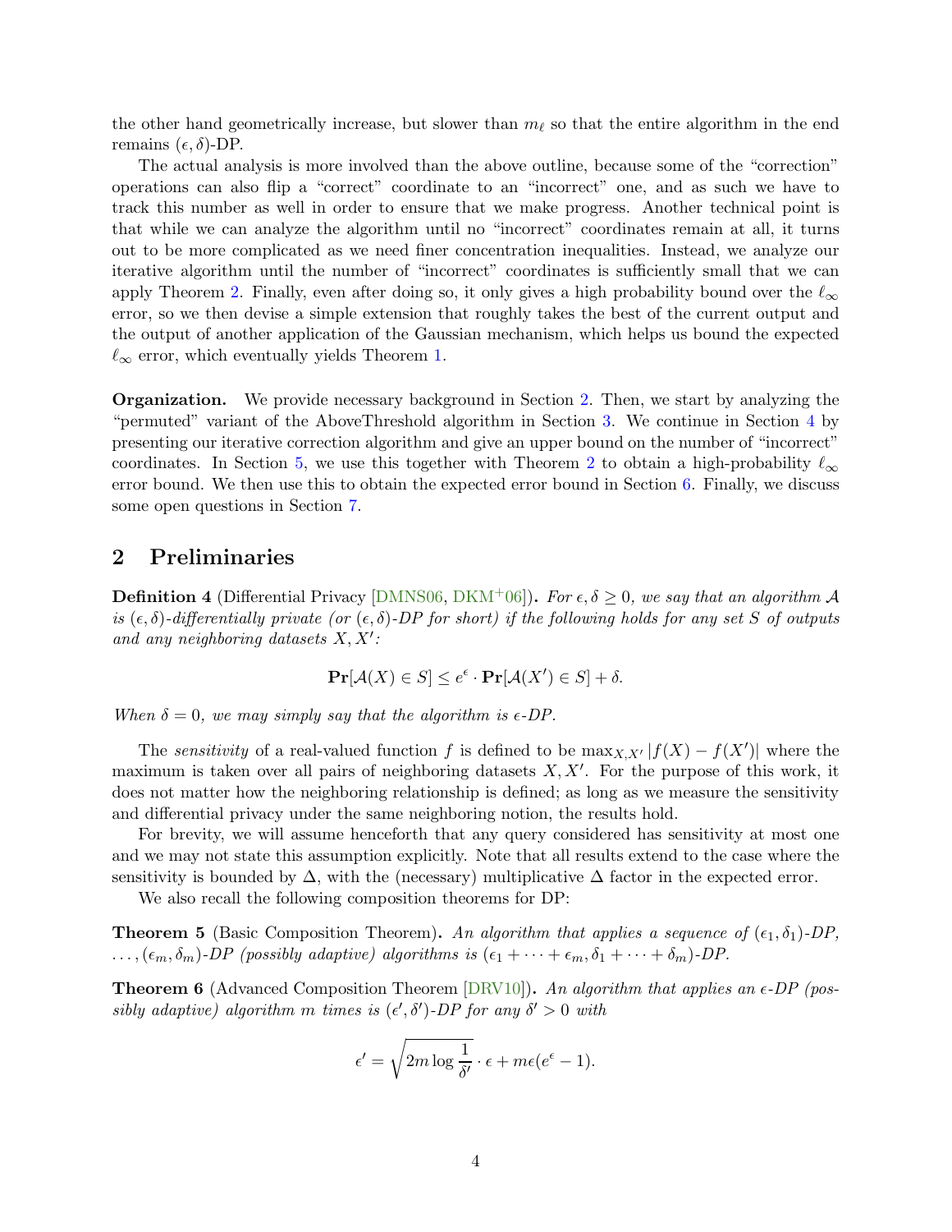the other hand geometrically increase, but slower than $m_\ell$ so that the entire algorithm in the end remains $(\epsilon, \delta)$-DP.

The actual analysis is more involved than the above outline, because some of the "correction" operations can also flip a "correct" coordinate to an "incorrect" one, and as such we have to track this number as well in order to ensure that we make progress. Another technical point is that while we can analyze the algorithm until no "incorrect" coordinates remain at all, it turns out to be more complicated as we need finer concentration inequalities. Instead, we analyze our iterative algorithm until the number of "incorrect" coordinates is sufficiently small that we can apply Theorem 2. Finally, even after doing so, it only gives a high probability bound over the $\ell_\infty$ error, so we then devise a simple extension that roughly takes the best of the current output and the output of another application of the Gaussian mechanism, which helps us bound the expected $\ell_\infty$ error, which eventually yields Theorem 1.

**Organization.** We provide necessary background in Section 2. Then, we start by analyzing the "permuted" variant of the AboveThreshold algorithm in Section 3. We continue in Section 4 by presenting our iterative correction algorithm and give an upper bound on the number of "incorrect" coordinates. In Section 5, we use this together with Theorem 2 to obtain a high-probability $\ell_\infty$ error bound. We then use this to obtain the expected error bound in Section 6. Finally, we discuss some open questions in Section 7.

## 2 Preliminaries

**Definition 4** (Differential Privacy [DMNS06, DKM+06]). *For $\epsilon, \delta \geq 0$, we say that an algorithm $\mathcal{A}$ is $(\epsilon, \delta)$-differentially private (or $(\epsilon, \delta)$-DP for short) if the following holds for any set $S$ of outputs and any neighboring datasets $X, X'$:*

$$\mathbf{Pr}[\mathcal{A}(X) \in S] \leq e^\epsilon \cdot \mathbf{Pr}[\mathcal{A}(X') \in S] + \delta.$$

*When $\delta = 0$, we may simply say that the algorithm is $\epsilon$-DP.*

The *sensitivity* of a real-valued function $f$ is defined to be $\max_{X,X'} |f(X) - f(X')|$ where the maximum is taken over all pairs of neighboring datasets $X, X'$. For the purpose of this work, it does not matter how the neighboring relationship is defined; as long as we measure the sensitivity and differential privacy under the same neighboring notion, the results hold.

For brevity, we will assume henceforth that any query considered has sensitivity at most one and we may not state this assumption explicitly. Note that all results extend to the case where the sensitivity is bounded by $\Delta$, with the (necessary) multiplicative $\Delta$ factor in the expected error.

We also recall the following composition theorems for DP:

**Theorem 5** (Basic Composition Theorem). *An algorithm that applies a sequence of $(\epsilon_1, \delta_1)$-DP, $\dots, (\epsilon_m, \delta_m)$-DP (possibly adaptive) algorithms is $(\epsilon_1 + \cdots + \epsilon_m, \delta_1 + \cdots + \delta_m)$-DP.*

**Theorem 6** (Advanced Composition Theorem [DRV10]). *An algorithm that applies an $\epsilon$-DP (possibly adaptive) algorithm $m$ times is $(\epsilon', \delta')$-DP for any $\delta' > 0$ with*

$$\epsilon' = \sqrt{2m \log \frac{1}{\delta'}} \cdot \epsilon + m\epsilon(e^\epsilon - 1).$$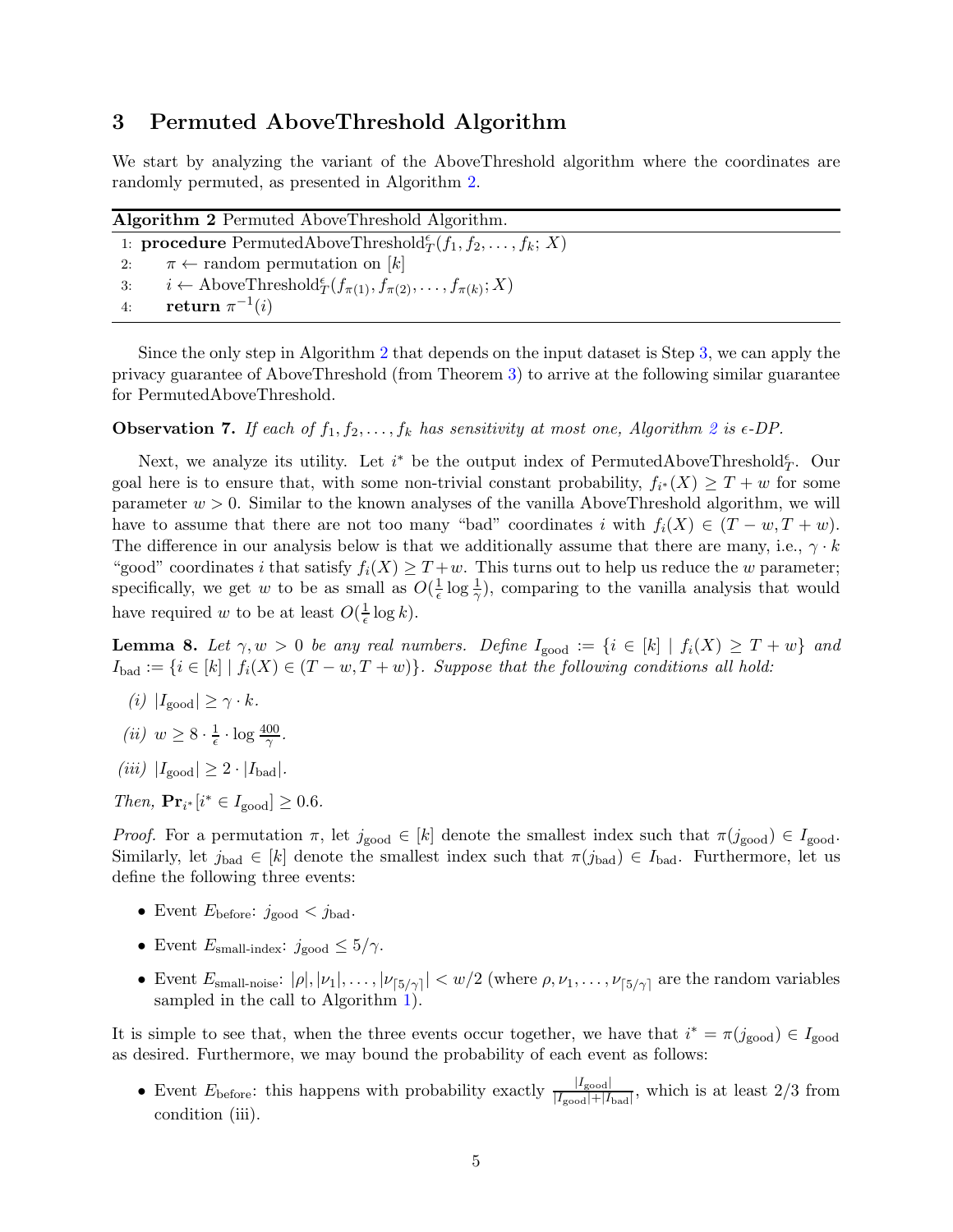## 3 Permuted AboveThreshold Algorithm

We start by analyzing the variant of the AboveThreshold algorithm where the coordinates are randomly permuted, as presented in Algorithm 2.

**Algorithm 2** Permuted AboveThreshold Algorithm.

```
1: procedure PermutedAboveThreshold^ε_T(f_1, f_2, ..., f_k; X)
2:     π ← random permutation on [k]
3:     i ← AboveThreshold^ε_T(f_π(1), f_π(2), ..., f_π(k); X)
4:     return π^{-1}(i)
```

Since the only step in Algorithm 2 that depends on the input dataset is Step 3, we can apply the privacy guarantee of AboveThreshold (from Theorem 3) to arrive at the following similar guarantee for PermutedAboveThreshold.

**Observation 7.** *If each of $f_1, f_2, \dots, f_k$ has sensitivity at most one, Algorithm 2 is $\epsilon$-DP.*

Next, we analyze its utility. Let $i^*$ be the output index of PermutedAboveThreshold$^\epsilon_T$. Our goal here is to ensure that, with some non-trivial constant probability, $f_{i^*}(X) \geq T + w$ for some parameter $w > 0$. Similar to the known analyses of the vanilla AboveThreshold algorithm, we will have to assume that there are not too many "bad" coordinates $i$ with $f_i(X) \in (T - w, T + w)$. The difference in our analysis below is that we additionally assume that there are many, i.e., $\gamma \cdot k$ "good" coordinates $i$ that satisfy $f_i(X) \geq T + w$. This turns out to help us reduce the $w$ parameter; specifically, we get $w$ to be as small as $O(\frac{1}{\epsilon}\log\frac{1}{\gamma})$, comparing to the vanilla analysis that would have required $w$ to be at least $O(\frac{1}{\epsilon}\log k)$.

**Lemma 8.** *Let $\gamma, w > 0$ be any real numbers. Define $I_{\text{good}} := \{i \in [k] \mid f_i(X) \geq T + w\}$ and $I_{\text{bad}} := \{i \in [k] \mid f_i(X) \in (T - w, T + w)\}$. Suppose that the following conditions all hold:*

*(i)* $|I_{\text{good}}| \geq \gamma \cdot k$.

*(ii)* $w \geq 8 \cdot \frac{1}{\epsilon} \cdot \log \frac{400}{\gamma}$.

*(iii)* $|I_{\text{good}}| \geq 2 \cdot |I_{\text{bad}}|$.

*Then,* $\mathbf{Pr}_{i^*}[i^* \in I_{\text{good}}] \geq 0.6$.

*Proof.* For a permutation $\pi$, let $j_{\text{good}} \in [k]$ denote the smallest index such that $\pi(j_{\text{good}}) \in I_{\text{good}}$. Similarly, let $j_{\text{bad}} \in [k]$ denote the smallest index such that $\pi(j_{\text{bad}}) \in I_{\text{bad}}$. Furthermore, let us define the following three events:

- Event $E_{\text{before}}$: $j_{\text{good}} < j_{\text{bad}}$.
- Event $E_{\text{small-index}}$: $j_{\text{good}} \leq 5/\gamma$.
- Event $E_{\text{small-noise}}$: $|\rho|, |\nu_1|, \dots, |\nu_{\lceil 5/\gamma \rceil}| < w/2$ (where $\rho, \nu_1, \dots, \nu_{\lceil 5/\gamma \rceil}$ are the random variables sampled in the call to Algorithm 1).

It is simple to see that, when the three events occur together, we have that $i^* = \pi(j_{\text{good}}) \in I_{\text{good}}$ as desired. Furthermore, we may bound the probability of each event as follows:

- Event $E_{\text{before}}$: this happens with probability exactly $\frac{|I_{\text{good}}|}{|I_{\text{good}}| + |I_{\text{bad}}|}$, which is at least $2/3$ from condition (iii).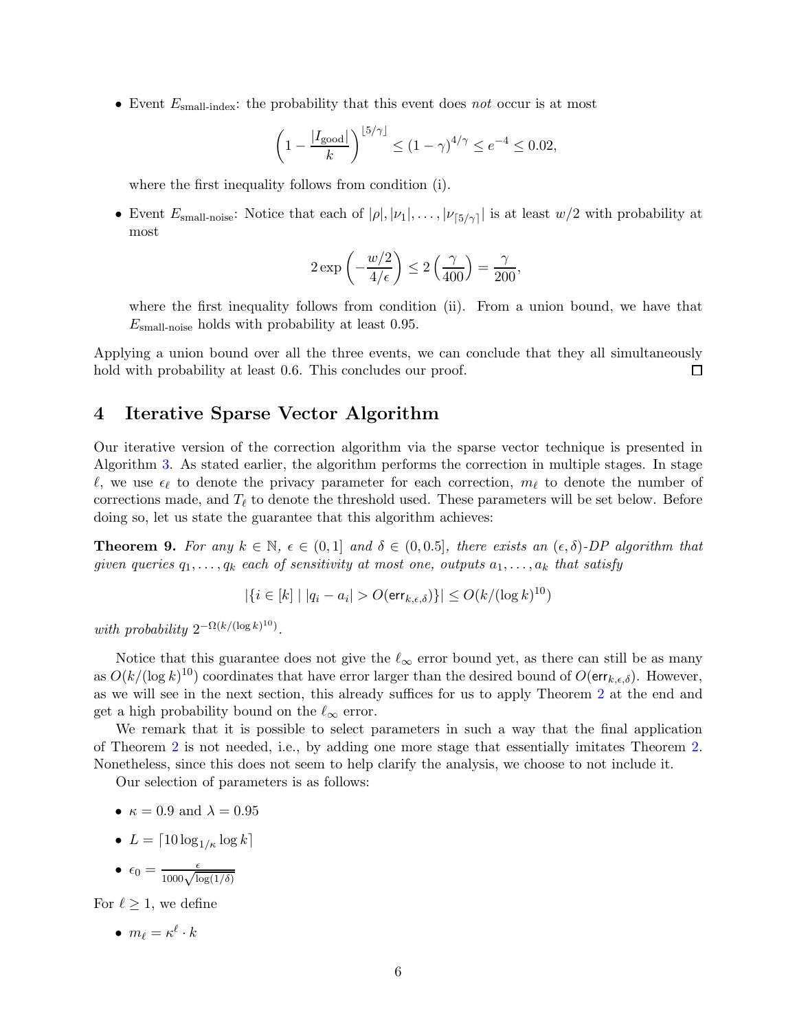- Event $E_{\text{small-index}}$: the probability that this event does *not* occur is at most

$$\left(1 - \frac{|I_{\text{good}}|}{k}\right)^{\lfloor 5/\gamma \rfloor} \leq (1-\gamma)^{4/\gamma} \leq e^{-4} \leq 0.02,$$

where the first inequality follows from condition (i).

- Event $E_{\text{small-noise}}$: Notice that each of $|\rho|, |\nu_1|, \ldots, |\nu_{\lceil 5/\gamma \rceil}|$ is at least $w/2$ with probability at most

$$2 \exp\left(-\frac{w/2}{4/\epsilon}\right) \leq 2\left(\frac{\gamma}{400}\right) = \frac{\gamma}{200},$$

where the first inequality follows from condition (ii). From a union bound, we have that $E_{\text{small-noise}}$ holds with probability at least 0.95.

Applying a union bound over all the three events, we can conclude that they all simultaneously hold with probability at least 0.6. This concludes our proof. □

## 4 Iterative Sparse Vector Algorithm

Our iterative version of the correction algorithm via the sparse vector technique is presented in Algorithm 3. As stated earlier, the algorithm performs the correction in multiple stages. In stage $\ell$, we use $\epsilon_\ell$ to denote the privacy parameter for each correction, $m_\ell$ to denote the number of corrections made, and $T_\ell$ to denote the threshold used. These parameters will be set below. Before doing so, let us state the guarantee that this algorithm achieves:

**Theorem 9.** *For any $k \in \mathbb{N}$, $\epsilon \in (0, 1]$ and $\delta \in (0, 0.5]$, there exists an $(\epsilon, \delta)$-DP algorithm that given queries $q_1, \ldots, q_k$ each of sensitivity at most one, outputs $a_1, \ldots, a_k$ that satisfy*

$$|\{i \in [k] \mid |q_i - a_i| > O(\mathsf{err}_{k,\epsilon,\delta})\}| \leq O(k/(\log k)^{10})$$

*with probability $2^{-\Omega(k/(\log k)^{10})}$.*

Notice that this guarantee does not give the $\ell_\infty$ error bound yet, as there can still be as many as $O(k/(\log k)^{10})$ coordinates that have error larger than the desired bound of $O(\mathsf{err}_{k,\epsilon,\delta})$. However, as we will see in the next section, this already suffices for us to apply Theorem 2 at the end and get a high probability bound on the $\ell_\infty$ error.

We remark that it is possible to select parameters in such a way that the final application of Theorem 2 is not needed, i.e., by adding one more stage that essentially imitates Theorem 2. Nonetheless, since this does not seem to help clarify the analysis, we choose to not include it.

Our selection of parameters is as follows:

- $\kappa = 0.9$ and $\lambda = 0.95$
- $L = \lceil 10 \log_{1/\kappa} \log k \rceil$
- $\epsilon_0 = \frac{\epsilon}{1000\sqrt{\log(1/\delta)}}$

For $\ell \geq 1$, we define

- $m_\ell = \kappa^\ell \cdot k$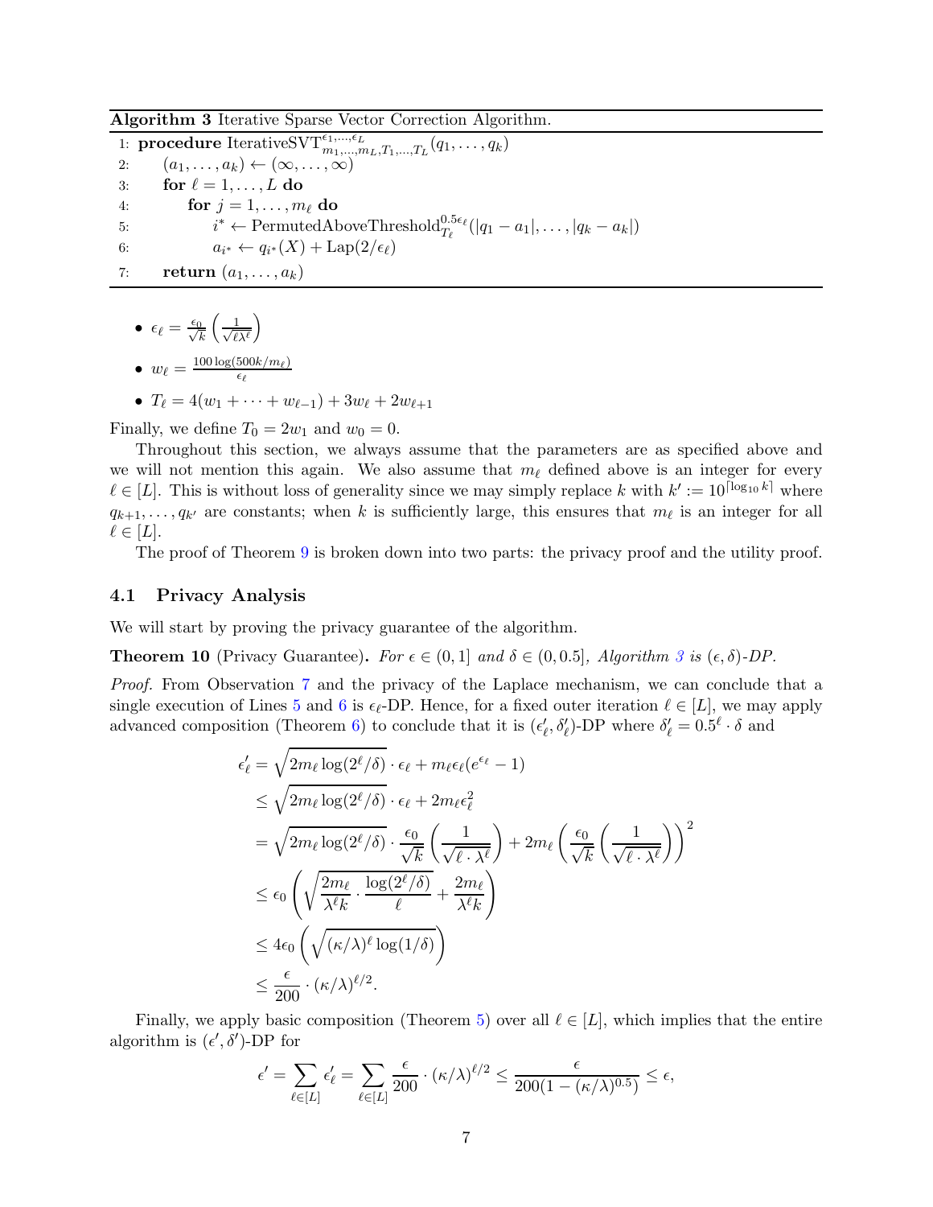**Algorithm 3** Iterative Sparse Vector Correction Algorithm.

```
1: procedure IterativeSVT^{ε_1,...,ε_L}_{m_1,...,m_L,T_1,...,T_L}(q_1, ..., q_k)
2:     (a_1, ..., a_k) ← (∞, ..., ∞)
3:     for ℓ = 1, ..., L do
4:         for j = 1, ..., m_ℓ do
5:             i* ← PermutedAboveThreshold^{0.5ε_ℓ}_{T_ℓ}(|q_1 − a_1|, ..., |q_k − a_k|)
6:             a_{i*} ← q_{i*}(X) + Lap(2/ε_ℓ)
7:     return (a_1, ..., a_k)
```

- $\epsilon_\ell = \frac{\epsilon_0}{\sqrt{k}}\left(\frac{1}{\sqrt{\ell \lambda^\ell}}\right)$
- $w_\ell = \frac{100 \log(500k/m_\ell)}{\epsilon_\ell}$
- $T_\ell = 4(w_1 + \cdots + w_{\ell-1}) + 3w_\ell + 2w_{\ell+1}$

Finally, we define $T_0 = 2w_1$ and $w_0 = 0$.

Throughout this section, we always assume that the parameters are as specified above and we will not mention this again. We also assume that $m_\ell$ defined above is an integer for every $\ell \in [L]$. This is without loss of generality since we may simply replace $k$ with $k' := 10^{\lceil \log_{10} k \rceil}$ where $q_{k+1}, \ldots, q_{k'}$ are constants; when $k$ is sufficiently large, this ensures that $m_\ell$ is an integer for all $\ell \in [L]$.

The proof of Theorem 9 is broken down into two parts: the privacy proof and the utility proof.

## 4.1 Privacy Analysis

We will start by proving the privacy guarantee of the algorithm.

**Theorem 10** (Privacy Guarantee)**.** *For $\epsilon \in (0, 1]$ and $\delta \in (0, 0.5]$, Algorithm 3 is $(\epsilon, \delta)$-DP.*

*Proof.* From Observation 7 and the privacy of the Laplace mechanism, we can conclude that a single execution of Lines 5 and 6 is $\epsilon_\ell$-DP. Hence, for a fixed outer iteration $\ell \in [L]$, we may apply advanced composition (Theorem 6) to conclude that it is $(\epsilon'_\ell, \delta'_\ell)$-DP where $\delta'_\ell = 0.5^\ell \cdot \delta$ and

$$
\begin{aligned}
\epsilon'_\ell &= \sqrt{2m_\ell \log(2^\ell/\delta)} \cdot \epsilon_\ell + m_\ell \epsilon_\ell (e^{\epsilon_\ell} - 1) \\
&\leq \sqrt{2m_\ell \log(2^\ell/\delta)} \cdot \epsilon_\ell + 2m_\ell \epsilon_\ell^2 \\
&= \sqrt{2m_\ell \log(2^\ell/\delta)} \cdot \frac{\epsilon_0}{\sqrt{k}}\left(\frac{1}{\sqrt{\ell \cdot \lambda^\ell}}\right) + 2m_\ell \left(\frac{\epsilon_0}{\sqrt{k}}\left(\frac{1}{\sqrt{\ell \cdot \lambda^\ell}}\right)\right)^2 \\
&\leq \epsilon_0 \left(\sqrt{\frac{2m_\ell}{\lambda^\ell k} \cdot \frac{\log(2^\ell/\delta)}{\ell}} + \frac{2m_\ell}{\lambda^\ell k}\right) \\
&\leq 4\epsilon_0 \left(\sqrt{(\kappa/\lambda)^\ell \log(1/\delta)}\right) \\
&\leq \frac{\epsilon}{200} \cdot (\kappa/\lambda)^{\ell/2}.
\end{aligned}
$$

Finally, we apply basic composition (Theorem 5) over all $\ell \in [L]$, which implies that the entire algorithm is $(\epsilon', \delta')$-DP for

$$
\epsilon' = \sum_{\ell \in [L]} \epsilon'_\ell = \sum_{\ell \in [L]} \frac{\epsilon}{200} \cdot (\kappa/\lambda)^{\ell/2} \leq \frac{\epsilon}{200(1 - (\kappa/\lambda)^{0.5})} \leq \epsilon,
$$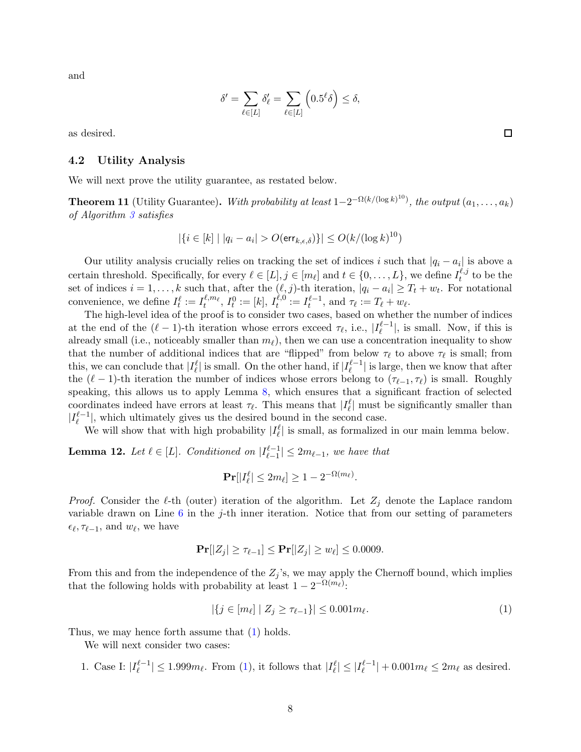and

$$\delta' = \sum_{\ell \in [L]} \delta'_\ell = \sum_{\ell \in [L]} \left(0.5^\ell \delta\right) \le \delta,$$

as desired. □

### 4.2 Utility Analysis

We will next prove the utility guarantee, as restated below.

**Theorem 11** (Utility Guarantee)**.** *With probability at least $1 - 2^{-\Omega(k/(\log k)^{10})}$, the output $(a_1, \dots, a_k)$ of Algorithm 3 satisfies*

$$|\{i \in [k] \mid |q_i - a_i| > O(\mathsf{err}_{k,\epsilon,\delta})\}| \le O(k/(\log k)^{10})$$

Our utility analysis crucially relies on tracking the set of indices $i$ such that $|q_i - a_i|$ is above a certain threshold. Specifically, for every $\ell \in [L], j \in [m_\ell]$ and $t \in \{0, \dots, L\}$, we define $I_t^{\ell,j}$ to be the set of indices $i = 1, \dots, k$ such that, after the $(\ell, j)$-th iteration, $|q_i - a_i| \ge T_t + w_t$. For notational convenience, we define $I_t^\ell := I_t^{\ell, m_\ell}$, $I_t^0 := [k]$, $I_t^{\ell,0} := I_t^{\ell-1}$, and $\tau_\ell := T_\ell + w_\ell$.

The high-level idea of the proof is to consider two cases, based on whether the number of indices at the end of the $(\ell-1)$-th iteration whose errors exceed $\tau_\ell$, i.e., $|I_\ell^{\ell-1}|$, is small. Now, if this is already small (i.e., noticeably smaller than $m_\ell$), then we can use a concentration inequality to show that the number of additional indices that are "flipped" from below $\tau_\ell$ to above $\tau_\ell$ is small; from this, we can conclude that $|I_\ell^\ell|$ is small. On the other hand, if $|I_\ell^{\ell-1}|$ is large, then we know that after the $(\ell-1)$-th iteration the number of indices whose errors belong to $(\tau_{\ell-1}, \tau_\ell)$ is small. Roughly speaking, this allows us to apply Lemma 8, which ensures that a significant fraction of selected coordinates indeed have errors at least $\tau_\ell$. This means that $|I_\ell^\ell|$ must be significantly smaller than $|I_\ell^{\ell-1}|$, which ultimately gives us the desired bound in the second case.

We will show that with high probability $|I_\ell^\ell|$ is small, as formalized in our main lemma below.

**Lemma 12.** *Let $\ell \in [L]$. Conditioned on $|I_{\ell-1}^{\ell-1}| \le 2m_{\ell-1}$, we have that*

$$\mathbf{Pr}[|I_\ell^\ell| \le 2m_\ell] \ge 1 - 2^{-\Omega(m_\ell)}.$$

*Proof.* Consider the $\ell$-th (outer) iteration of the algorithm. Let $Z_j$ denote the Laplace random variable drawn on Line 6 in the $j$-th inner iteration. Notice that from our setting of parameters $\epsilon_\ell, \tau_{\ell-1}$, and $w_\ell$, we have

$$\mathbf{Pr}[|Z_j| \ge \tau_{\ell-1}] \le \mathbf{Pr}[|Z_j| \ge w_\ell] \le 0.0009.$$

From this and from the independence of the $Z_j$'s, we may apply the Chernoff bound, which implies that the following holds with probability at least $1 - 2^{-\Omega(m_\ell)}$:

$$|\{j \in [m_\ell] \mid Z_j \ge \tau_{\ell-1}\}| \le 0.001 m_\ell. \tag{1}$$

Thus, we may hence forth assume that (1) holds.

We will next consider two cases:

1. Case I: $|I_\ell^{\ell-1}| \le 1.999 m_\ell$. From (1), it follows that $|I_\ell^\ell| \le |I_\ell^{\ell-1}| + 0.001 m_\ell \le 2m_\ell$ as desired.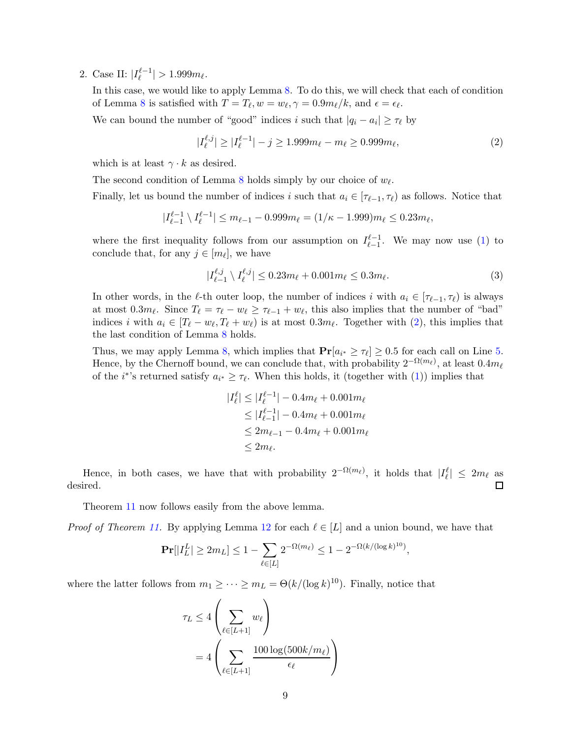2. Case II: $|I_\ell^{\ell-1}| > 1.999 m_\ell$.

   In this case, we would like to apply Lemma 8. To do this, we will check that each of condition of Lemma 8 is satisfied with $T = T_\ell, w = w_\ell, \gamma = 0.9 m_\ell / k$, and $\epsilon = \epsilon_\ell$.

   We can bound the number of "good" indices $i$ such that $|q_i - a_i| \geq \tau_\ell$ by

   $$|I_\ell^{\ell,j}| \geq |I_\ell^{\ell-1}| - j \geq 1.999 m_\ell - m_\ell \geq 0.999 m_\ell, \tag{2}$$

   which is at least $\gamma \cdot k$ as desired.

   The second condition of Lemma 8 holds simply by our choice of $w_\ell$.

   Finally, let us bound the number of indices $i$ such that $a_i \in [\tau_{\ell-1}, \tau_\ell)$ as follows. Notice that

   $$|I_{\ell-1}^{\ell-1} \setminus I_\ell^{\ell-1}| \leq m_{\ell-1} - 0.999 m_\ell = (1/\kappa - 1.999) m_\ell \leq 0.23 m_\ell,$$

   where the first inequality follows from our assumption on $I_{\ell-1}^{\ell-1}$. We may now use (1) to conclude that, for any $j \in [m_\ell]$, we have

   $$|I_{\ell-1}^{\ell,j} \setminus I_\ell^{\ell,j}| \leq 0.23 m_\ell + 0.001 m_\ell \leq 0.3 m_\ell. \tag{3}$$

   In other words, in the $\ell$-th outer loop, the number of indices $i$ with $a_i \in [\tau_{\ell-1}, \tau_\ell)$ is always at most $0.3 m_\ell$. Since $T_\ell = \tau_\ell - w_\ell \geq \tau_{\ell-1} + w_\ell$, this also implies that the number of "bad" indices $i$ with $a_i \in [T_\ell - w_\ell, T_\ell + w_\ell)$ is at most $0.3 m_\ell$. Together with (2), this implies that the last condition of Lemma 8 holds.

   Thus, we may apply Lemma 8, which implies that $\mathbf{Pr}[a_{i^*} \geq \tau_\ell] \geq 0.5$ for each call on Line 5. Hence, by the Chernoff bound, we can conclude that, with probability $2^{-\Omega(m_\ell)}$, at least $0.4 m_\ell$ of the $i^*$'s returned satisfy $a_{i^*} \geq \tau_\ell$. When this holds, it (together with (1)) implies that

   $$\begin{aligned}
   |I_\ell^\ell| &\leq |I_\ell^{\ell-1}| - 0.4 m_\ell + 0.001 m_\ell \\
   &\leq |I_{\ell-1}^{\ell-1}| - 0.4 m_\ell + 0.001 m_\ell \\
   &\leq 2 m_{\ell-1} - 0.4 m_\ell + 0.001 m_\ell \\
   &\leq 2 m_\ell.
   \end{aligned}$$

Hence, in both cases, we have that with probability $2^{-\Omega(m_\ell)}$, it holds that $|I_\ell^\ell| \leq 2 m_\ell$ as desired. ◻

Theorem 11 now follows easily from the above lemma.

*Proof of Theorem 11.* By applying Lemma 12 for each $\ell \in [L]$ and a union bound, we have that

$$\mathbf{Pr}[|I_L^L| \geq 2 m_L] \leq 1 - \sum_{\ell \in [L]} 2^{-\Omega(m_\ell)} \leq 1 - 2^{-\Omega(k/(\log k)^{10})},$$

where the latter follows from $m_1 \geq \cdots \geq m_L = \Theta(k/(\log k)^{10})$. Finally, notice that

$$\begin{aligned}
\tau_L &\leq 4 \left( \sum_{\ell \in [L+1]} w_\ell \right) \\
&= 4 \left( \sum_{\ell \in [L+1]} \frac{100 \log(500k/m_\ell)}{\epsilon_\ell} \right)
\end{aligned}$$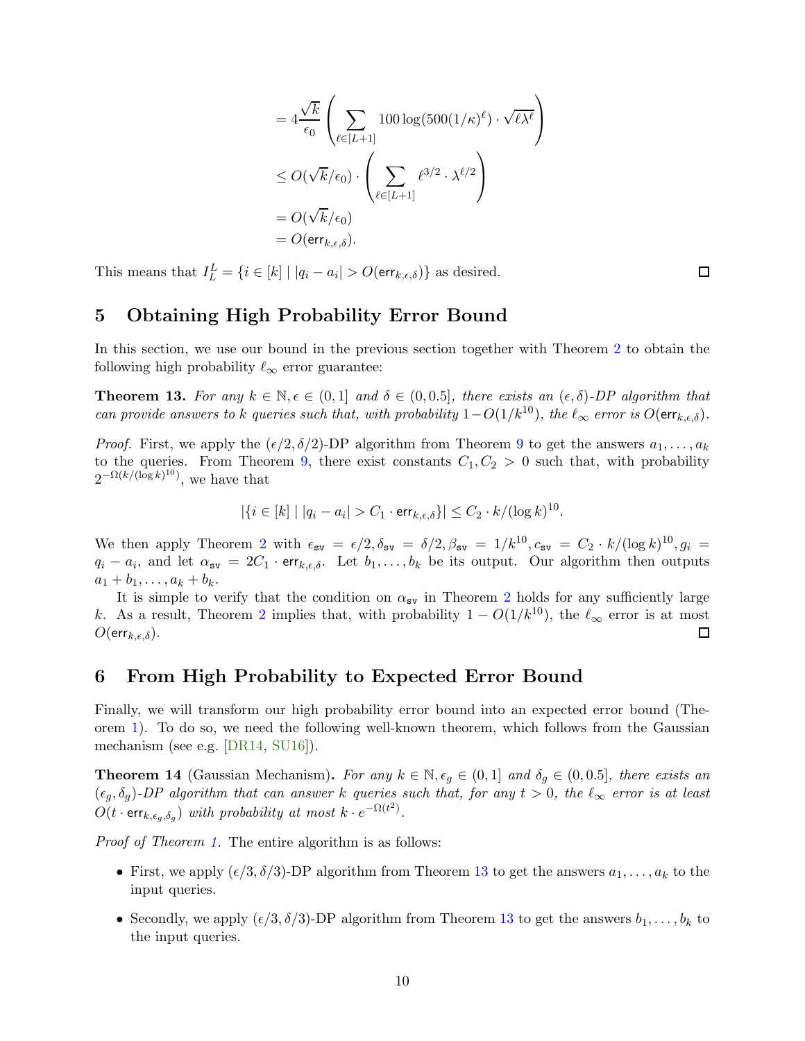$$
\begin{aligned}
&= 4\frac{\sqrt{k}}{\epsilon_0}\left(\sum_{\ell\in[L+1]} 100\log(500(1/\kappa)^\ell)\cdot\sqrt{\ell\lambda^\ell}\right)\\
&\leq O(\sqrt{k}/\epsilon_0)\cdot\left(\sum_{\ell\in[L+1]} \ell^{3/2}\cdot\lambda^{\ell/2}\right)\\
&= O(\sqrt{k}/\epsilon_0)\\
&= O(\mathsf{err}_{k,\epsilon,\delta}).
\end{aligned}
$$

This means that $I_L^L = \{i \in [k] \mid |q_i - a_i| > O(\mathsf{err}_{k,\epsilon,\delta})\}$ as desired. □

# 5 Obtaining High Probability Error Bound

In this section, we use our bound in the previous section together with Theorem 2 to obtain the following high probability $\ell_\infty$ error guarantee:

**Theorem 13.** *For any $k \in \mathbb{N}, \epsilon \in (0, 1]$ and $\delta \in (0, 0.5]$, there exists an $(\epsilon, \delta)$-DP algorithm that can provide answers to $k$ queries such that, with probability $1-O(1/k^{10})$, the $\ell_\infty$ error is $O(\mathsf{err}_{k,\epsilon,\delta})$.*

*Proof.* First, we apply the $(\epsilon/2, \delta/2)$-DP algorithm from Theorem 9 to get the answers $a_1, \dots, a_k$ to the queries. From Theorem 9, there exist constants $C_1, C_2 > 0$ such that, with probability $2^{-\Omega(k/(\log k)^{10})}$, we have that

$$
|\{i \in [k] \mid |q_i - a_i| > C_1 \cdot \mathsf{err}_{k,\epsilon,\delta}\}| \leq C_2 \cdot k/(\log k)^{10}.
$$

We then apply Theorem 2 with $\epsilon_{\mathtt{sv}} = \epsilon/2, \delta_{\mathtt{sv}} = \delta/2, \beta_{\mathtt{sv}} = 1/k^{10}, c_{\mathtt{sv}} = C_2 \cdot k/(\log k)^{10}, g_i = q_i - a_i$, and let $\alpha_{\mathtt{sv}} = 2C_1 \cdot \mathsf{err}_{k,\epsilon,\delta}$. Let $b_1, \dots, b_k$ be its output. Our algorithm then outputs $a_1 + b_1, \dots, a_k + b_k$.

It is simple to verify that the condition on $\alpha_{\mathtt{sv}}$ in Theorem 2 holds for any sufficiently large $k$. As a result, Theorem 2 implies that, with probability $1 - O(1/k^{10})$, the $\ell_\infty$ error is at most $O(\mathsf{err}_{k,\epsilon,\delta})$. □

# 6 From High Probability to Expected Error Bound

Finally, we will transform our high probability error bound into an expected error bound (Theorem 1). To do so, we need the following well-known theorem, which follows from the Gaussian mechanism (see e.g. [DR14, SU16]).

**Theorem 14** (Gaussian Mechanism)**.** *For any $k \in \mathbb{N}, \epsilon_g \in (0, 1]$ and $\delta_g \in (0, 0.5]$, there exists an $(\epsilon_g, \delta_g)$-DP algorithm that can answer $k$ queries such that, for any $t > 0$, the $\ell_\infty$ error is at least $O(t \cdot \mathsf{err}_{k,\epsilon_g,\delta_g})$ with probability at most $k \cdot e^{-\Omega(t^2)}$.*

*Proof of Theorem 1.* The entire algorithm is as follows:

- First, we apply $(\epsilon/3, \delta/3)$-DP algorithm from Theorem 13 to get the answers $a_1, \dots, a_k$ to the input queries.
- Secondly, we apply $(\epsilon/3, \delta/3)$-DP algorithm from Theorem 13 to get the answers $b_1, \dots, b_k$ to the input queries.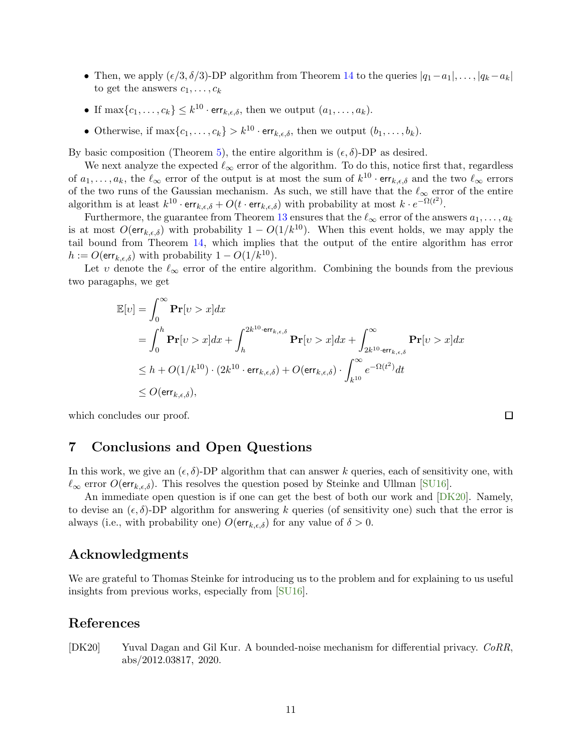- Then, we apply $(\epsilon/3, \delta/3)$-DP algorithm from Theorem 14 to the queries $|q_1 - a_1|, \ldots, |q_k - a_k|$ to get the answers $c_1, \ldots, c_k$
- If $\max\{c_1, \ldots, c_k\} \leq k^{10} \cdot \mathsf{err}_{k,\epsilon,\delta}$, then we output $(a_1, \ldots, a_k)$.
- Otherwise, if $\max\{c_1, \ldots, c_k\} > k^{10} \cdot \mathsf{err}_{k,\epsilon,\delta}$, then we output $(b_1, \ldots, b_k)$.

By basic composition (Theorem 5), the entire algorithm is $(\epsilon, \delta)$-DP as desired.

We next analyze the expected $\ell_\infty$ error of the algorithm. To do this, notice first that, regardless of $a_1, \ldots, a_k$, the $\ell_\infty$ error of the output is at most the sum of $k^{10} \cdot \mathsf{err}_{k,\epsilon,\delta}$ and the two $\ell_\infty$ errors of the two runs of the Gaussian mechanism. As such, we still have that the $\ell_\infty$ error of the entire algorithm is at least $k^{10} \cdot \mathsf{err}_{k,\epsilon,\delta} + O(t \cdot \mathsf{err}_{k,\epsilon,\delta})$ with probability at most $k \cdot e^{-\Omega(t^2)}$.

Furthermore, the guarantee from Theorem 13 ensures that the $\ell_\infty$ error of the answers $a_1, \ldots, a_k$ is at most $O(\mathsf{err}_{k,\epsilon,\delta})$ with probability $1 - O(1/k^{10})$. When this event holds, we may apply the tail bound from Theorem 14, which implies that the output of the entire algorithm has error $h := O(\mathsf{err}_{k,\epsilon,\delta})$ with probability $1 - O(1/k^{10})$.

Let $\upsilon$ denote the $\ell_\infty$ error of the entire algorithm. Combining the bounds from the previous two paragaphs, we get

$$
\begin{aligned}
\mathbb{E}[\upsilon] &= \int_0^\infty \mathbf{Pr}[\upsilon > x] dx \\
&= \int_0^h \mathbf{Pr}[\upsilon > x] dx + \int_h^{2k^{10} \cdot \mathsf{err}_{k,\epsilon,\delta}} \mathbf{Pr}[\upsilon > x] dx + \int_{2k^{10} \cdot \mathsf{err}_{k,\epsilon,\delta}}^\infty \mathbf{Pr}[\upsilon > x] dx \\
&\leq h + O(1/k^{10}) \cdot (2k^{10} \cdot \mathsf{err}_{k,\epsilon,\delta}) + O(\mathsf{err}_{k,\epsilon,\delta}) \cdot \int_{k^{10}}^\infty e^{-\Omega(t^2)} dt \\
&\leq O(\mathsf{err}_{k,\epsilon,\delta}),
\end{aligned}
$$

which concludes our proof. $\square$

## 7 Conclusions and Open Questions

In this work, we give an $(\epsilon, \delta)$-DP algorithm that can answer $k$ queries, each of sensitivity one, with $\ell_\infty$ error $O(\mathsf{err}_{k,\epsilon,\delta})$. This resolves the question posed by Steinke and Ullman [SU16].

An immediate open question is if one can get the best of both our work and [DK20]. Namely, to devise an $(\epsilon, \delta)$-DP algorithm for answering $k$ queries (of sensitivity one) such that the error is always (i.e., with probability one) $O(\mathsf{err}_{k,\epsilon,\delta})$ for any value of $\delta > 0$.

## Acknowledgments

We are grateful to Thomas Steinke for introducing us to the problem and for explaining to us useful insights from previous works, especially from [SU16].

## References

[DK20] Yuval Dagan and Gil Kur. A bounded-noise mechanism for differential privacy. *CoRR*, abs/2012.03817, 2020.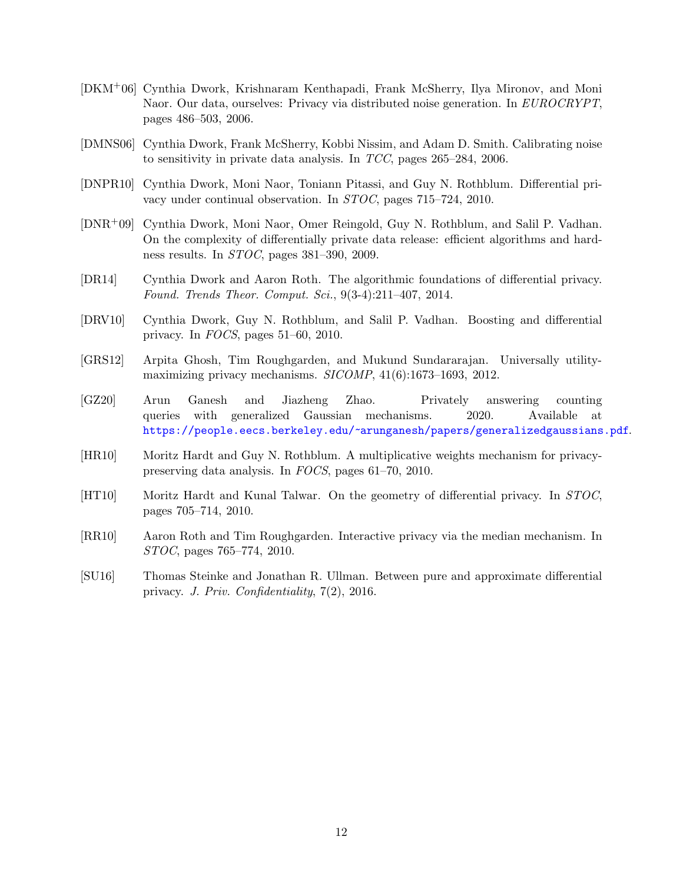[DKM$^+$06] Cynthia Dwork, Krishnaram Kenthapadi, Frank McSherry, Ilya Mironov, and Moni Naor. Our data, ourselves: Privacy via distributed noise generation. In *EUROCRYPT*, pages 486–503, 2006.

[DMNS06] Cynthia Dwork, Frank McSherry, Kobbi Nissim, and Adam D. Smith. Calibrating noise to sensitivity in private data analysis. In *TCC*, pages 265–284, 2006.

[DNPR10] Cynthia Dwork, Moni Naor, Toniann Pitassi, and Guy N. Rothblum. Differential privacy under continual observation. In *STOC*, pages 715–724, 2010.

[DNR$^+$09] Cynthia Dwork, Moni Naor, Omer Reingold, Guy N. Rothblum, and Salil P. Vadhan. On the complexity of differentially private data release: efficient algorithms and hardness results. In *STOC*, pages 381–390, 2009.

[DR14] Cynthia Dwork and Aaron Roth. The algorithmic foundations of differential privacy. *Found. Trends Theor. Comput. Sci.*, 9(3-4):211–407, 2014.

[DRV10] Cynthia Dwork, Guy N. Rothblum, and Salil P. Vadhan. Boosting and differential privacy. In *FOCS*, pages 51–60, 2010.

[GRS12] Arpita Ghosh, Tim Roughgarden, and Mukund Sundararajan. Universally utility-maximizing privacy mechanisms. *SICOMP*, 41(6):1673–1693, 2012.

[GZ20] Arun Ganesh and Jiazheng Zhao. Privately answering counting queries with generalized Gaussian mechanisms. 2020. Available at https://people.eecs.berkeley.edu/~arunganesh/papers/generalizedgaussians.pdf.

[HR10] Moritz Hardt and Guy N. Rothblum. A multiplicative weights mechanism for privacy-preserving data analysis. In *FOCS*, pages 61–70, 2010.

[HT10] Moritz Hardt and Kunal Talwar. On the geometry of differential privacy. In *STOC*, pages 705–714, 2010.

[RR10] Aaron Roth and Tim Roughgarden. Interactive privacy via the median mechanism. In *STOC*, pages 765–774, 2010.

[SU16] Thomas Steinke and Jonathan R. Ullman. Between pure and approximate differential privacy. *J. Priv. Confidentiality*, 7(2), 2016.